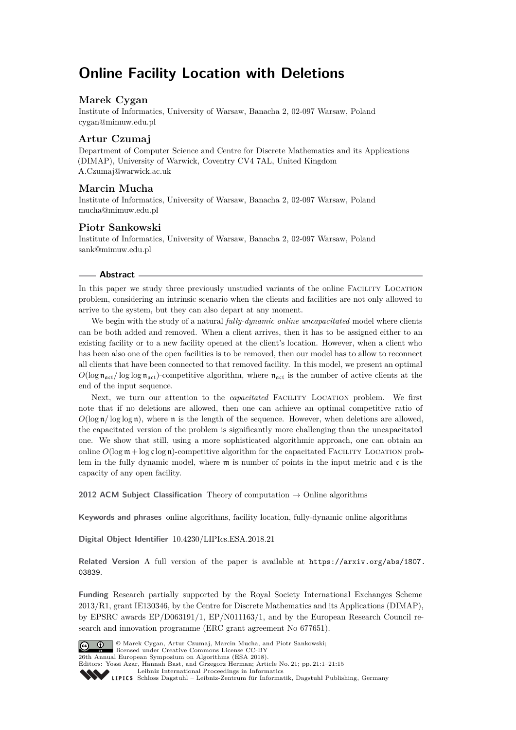# Online Facility Location with Deletions

## Marek Cygan

Institute of Informatics, University of Warsaw, Banacha 2, 02-097 Warsaw, Poland
cygan@mimuw.edu.pl

## Artur Czumaj

Department of Computer Science and Centre for Discrete Mathematics and its Applications (DIMAP), University of Warwick, Coventry CV4 7AL, United Kingdom
A.Czumaj@warwick.ac.uk

## Marcin Mucha

Institute of Informatics, University of Warsaw, Banacha 2, 02-097 Warsaw, Poland
mucha@mimuw.edu.pl

## Piotr Sankowski

Institute of Informatics, University of Warsaw, Banacha 2, 02-097 Warsaw, Poland
sank@mimuw.edu.pl

### Abstract

In this paper we study three previously unstudied variants of the online Facility Location problem, considering an intrinsic scenario when the clients and facilities are not only allowed to arrive to the system, but they can also depart at any moment.

We begin with the study of a natural *fully-dynamic online uncapacitated* model where clients can be both added and removed. When a client arrives, then it has to be assigned either to an existing facility or to a new facility opened at the client's location. However, when a client who has been also one of the open facilities is to be removed, then our model has to allow to reconnect all clients that have been connected to that removed facility. In this model, we present an optimal $O(\log \mathfrak{n}_{\mathfrak{act}}/\log\log \mathfrak{n}_{\mathfrak{act}})$-competitive algorithm, where $\mathfrak{n}_{\mathfrak{act}}$ is the number of active clients at the end of the input sequence.

Next, we turn our attention to the *capacitated* Facility Location problem. We first note that if no deletions are allowed, then one can achieve an optimal competitive ratio of $O(\log \mathfrak{n}/\log\log \mathfrak{n})$, where $\mathfrak{n}$ is the length of the sequence. However, when deletions are allowed, the capacitated version of the problem is significantly more challenging than the uncapacitated one. We show that still, using a more sophisticated algorithmic approach, one can obtain an online $O(\log \mathfrak{m} + \log \mathfrak{c} \log \mathfrak{n})$-competitive algorithm for the capacitated Facility Location problem in the fully dynamic model, where $\mathfrak{m}$ is number of points in the input metric and $\mathfrak{c}$ is the capacity of any open facility.

**2012 ACM Subject Classification** Theory of computation → Online algorithms

**Keywords and phrases** online algorithms, facility location, fully-dynamic online algorithms

**Digital Object Identifier** 10.4230/LIPIcs.ESA.2018.21

**Related Version** A full version of the paper is available at https://arxiv.org/abs/1807.03839.

**Funding** Research partially supported by the Royal Society International Exchanges Scheme 2013/R1, grant IE130346, by the Centre for Discrete Mathematics and its Applications (DIMAP), by EPSRC awards EP/D063191/1, EP/N011163/1, and by the European Research Council research and innovation programme (ERC grant agreement No 677651).

© Marek Cygan, Artur Czumaj, Marcin Mucha, and Piotr Sankowski; licensed under Creative Commons License CC-BY
26th Annual European Symposium on Algorithms (ESA 2018).
Editors: Yossi Azar, Hannah Bast, and Grzegorz Herman; Article No. 21; pp. 21:1–21:15
Leibniz International Proceedings in Informatics
Schloss Dagstuhl – Leibniz-Zentrum für Informatik, Dagstuhl Publishing, Germany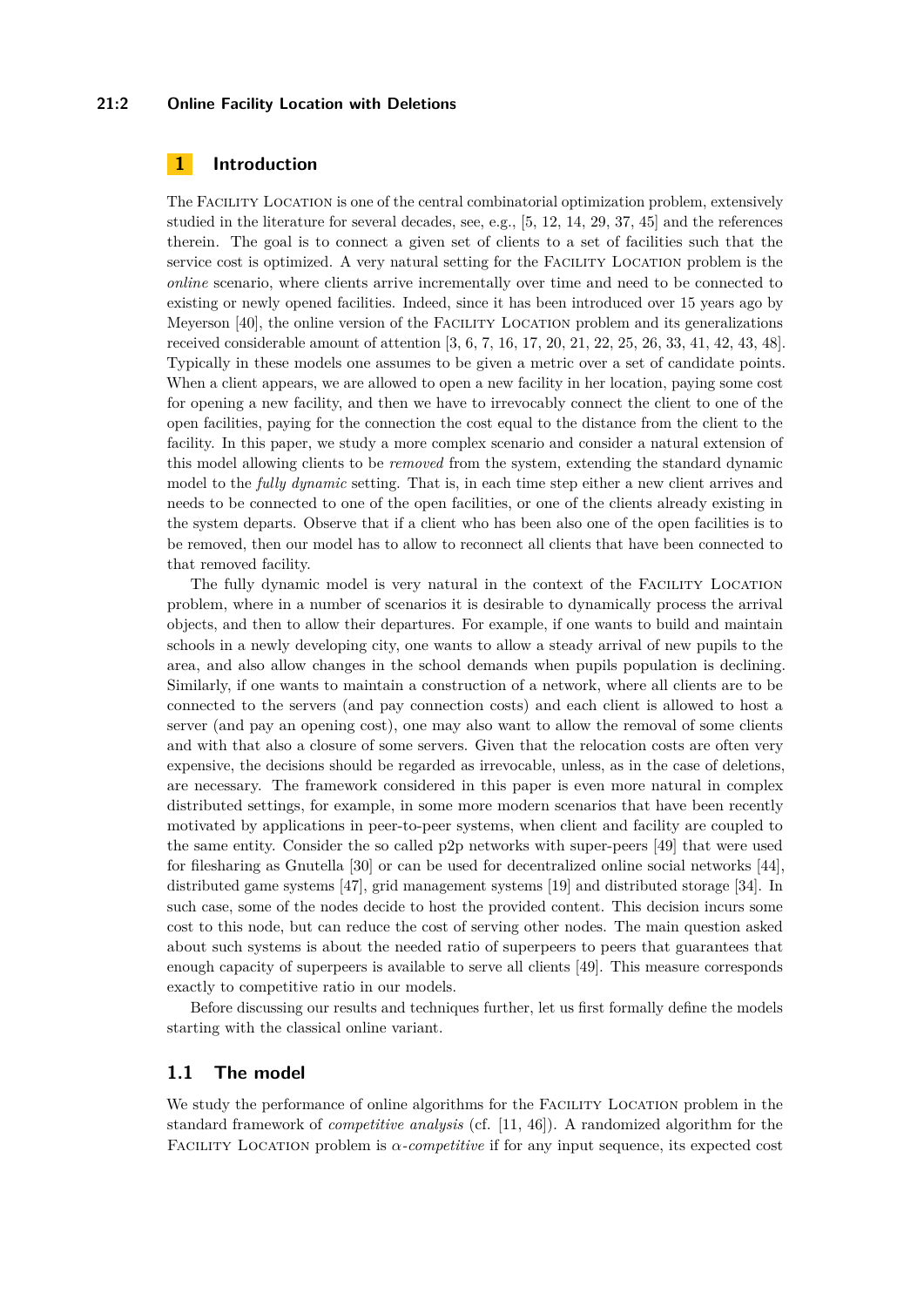## 1 Introduction

The Facility Location is one of the central combinatorial optimization problem, extensively studied in the literature for several decades, see, e.g., [5, 12, 14, 29, 37, 45] and the references therein. The goal is to connect a given set of clients to a set of facilities such that the service cost is optimized. A very natural setting for the Facility Location problem is the *online* scenario, where clients arrive incrementally over time and need to be connected to existing or newly opened facilities. Indeed, since it has been introduced over 15 years ago by Meyerson [40], the online version of the Facility Location problem and its generalizations received considerable amount of attention [3, 6, 7, 16, 17, 20, 21, 22, 25, 26, 33, 41, 42, 43, 48]. Typically in these models one assumes to be given a metric over a set of candidate points. When a client appears, we are allowed to open a new facility in her location, paying some cost for opening a new facility, and then we have to irrevocably connect the client to one of the open facilities, paying for the connection the cost equal to the distance from the client to the facility. In this paper, we study a more complex scenario and consider a natural extension of this model allowing clients to be *removed* from the system, extending the standard dynamic model to the *fully dynamic* setting. That is, in each time step either a new client arrives and needs to be connected to one of the open facilities, or one of the clients already existing in the system departs. Observe that if a client who has been also one of the open facilities is to be removed, then our model has to allow to reconnect all clients that have been connected to that removed facility.

The fully dynamic model is very natural in the context of the Facility Location problem, where in a number of scenarios it is desirable to dynamically process the arrival objects, and then to allow their departures. For example, if one wants to build and maintain schools in a newly developing city, one wants to allow a steady arrival of new pupils to the area, and also allow changes in the school demands when pupils population is declining. Similarly, if one wants to maintain a construction of a network, where all clients are to be connected to the servers (and pay connection costs) and each client is allowed to host a server (and pay an opening cost), one may also want to allow the removal of some clients and with that also a closure of some servers. Given that the relocation costs are often very expensive, the decisions should be regarded as irrevocable, unless, as in the case of deletions, are necessary. The framework considered in this paper is even more natural in complex distributed settings, for example, in some more modern scenarios that have been recently motivated by applications in peer-to-peer systems, when client and facility are coupled to the same entity. Consider the so called p2p networks with super-peers [49] that were used for filesharing as Gnutella [30] or can be used for decentralized online social networks [44], distributed game systems [47], grid management systems [19] and distributed storage [34]. In such case, some of the nodes decide to host the provided content. This decision incurs some cost to this node, but can reduce the cost of serving other nodes. The main question asked about such systems is about the needed ratio of superpeers to peers that guarantees that enough capacity of superpeers is available to serve all clients [49]. This measure corresponds exactly to competitive ratio in our models.

Before discussing our results and techniques further, let us first formally define the models starting with the classical online variant.

### 1.1 The model

We study the performance of online algorithms for the Facility Location problem in the standard framework of *competitive analysis* (cf. [11, 46]). A randomized algorithm for the Facility Location problem is *$\alpha$-competitive* if for any input sequence, its expected cost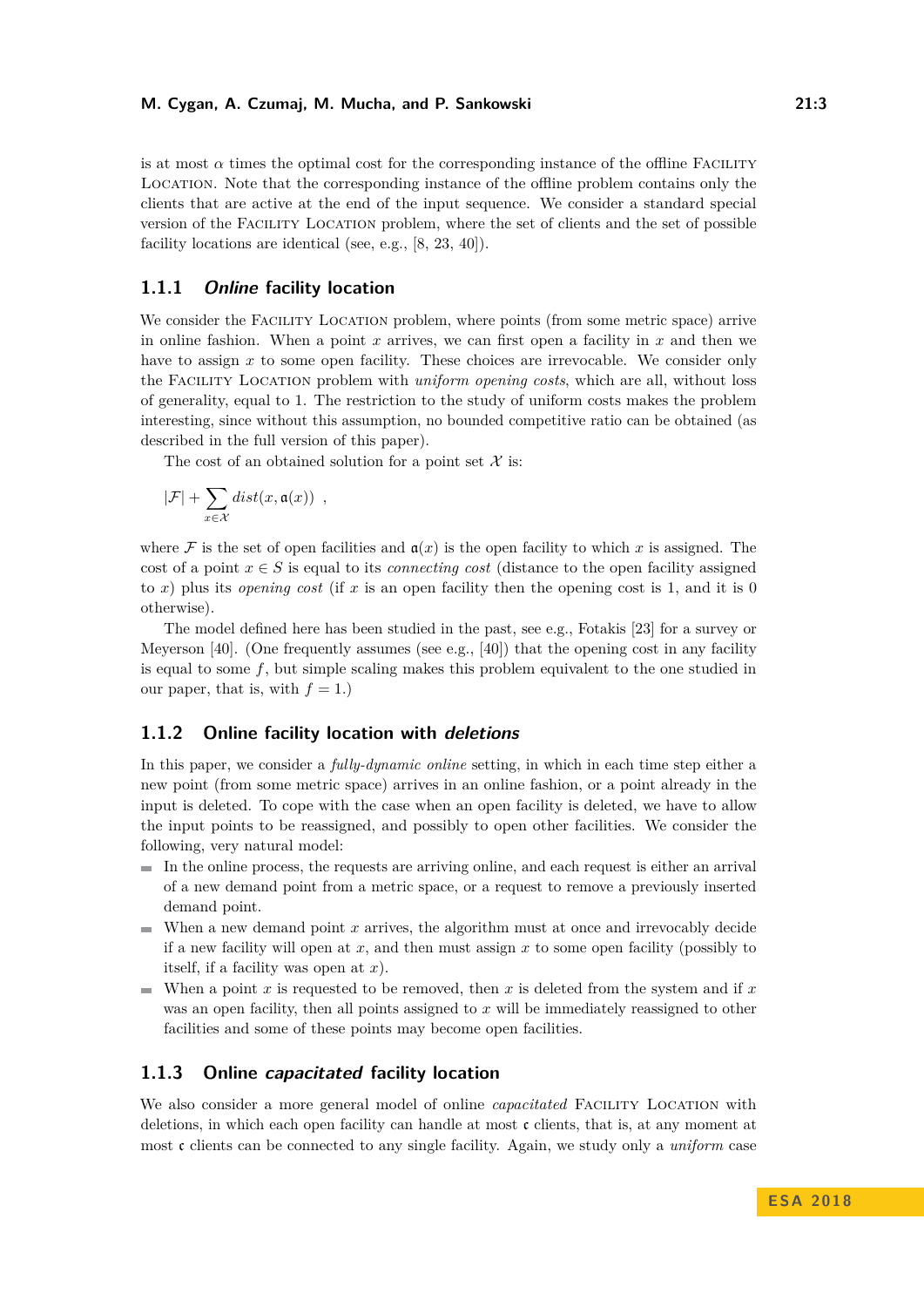is at most $\alpha$ times the optimal cost for the corresponding instance of the offline FACILITY LOCATION. Note that the corresponding instance of the offline problem contains only the clients that are active at the end of the input sequence. We consider a standard special version of the FACILITY LOCATION problem, where the set of clients and the set of possible facility locations are identical (see, e.g., [8, 23, 40]).

### 1.1.1 *Online* facility location

We consider the FACILITY LOCATION problem, where points (from some metric space) arrive in online fashion. When a point $x$ arrives, we can first open a facility in $x$ and then we have to assign $x$ to some open facility. These choices are irrevocable. We consider only the FACILITY LOCATION problem with *uniform opening costs*, which are all, without loss of generality, equal to 1. The restriction to the study of uniform costs makes the problem interesting, since without this assumption, no bounded competitive ratio can be obtained (as described in the full version of this paper).

The cost of an obtained solution for a point set $\mathcal{X}$ is:

$$|\mathcal{F}| + \sum_{x \in \mathcal{X}} dist(x, \mathfrak{a}(x)) \ ,$$

where $\mathcal{F}$ is the set of open facilities and $\mathfrak{a}(x)$ is the open facility to which $x$ is assigned. The cost of a point $x \in S$ is equal to its *connecting cost* (distance to the open facility assigned to $x$) plus its *opening cost* (if $x$ is an open facility then the opening cost is 1, and it is 0 otherwise).

The model defined here has been studied in the past, see e.g., Fotakis [23] for a survey or Meyerson [40]. (One frequently assumes (see e.g., [40]) that the opening cost in any facility is equal to some $f$, but simple scaling makes this problem equivalent to the one studied in our paper, that is, with $f = 1$.)

### 1.1.2 Online facility location with *deletions*

In this paper, we consider a *fully-dynamic online* setting, in which in each time step either a new point (from some metric space) arrives in an online fashion, or a point already in the input is deleted. To cope with the case when an open facility is deleted, we have to allow the input points to be reassigned, and possibly to open other facilities. We consider the following, very natural model:

- In the online process, the requests are arriving online, and each request is either an arrival of a new demand point from a metric space, or a request to remove a previously inserted demand point.
- When a new demand point $x$ arrives, the algorithm must at once and irrevocably decide if a new facility will open at $x$, and then must assign $x$ to some open facility (possibly to itself, if a facility was open at $x$).
- When a point $x$ is requested to be removed, then $x$ is deleted from the system and if $x$ was an open facility, then all points assigned to $x$ will be immediately reassigned to other facilities and some of these points may become open facilities.

### 1.1.3 Online *capacitated* facility location

We also consider a more general model of online *capacitated* FACILITY LOCATION with deletions, in which each open facility can handle at most $\mathfrak{c}$ clients, that is, at any moment at most $\mathfrak{c}$ clients can be connected to any single facility. Again, we study only a *uniform* case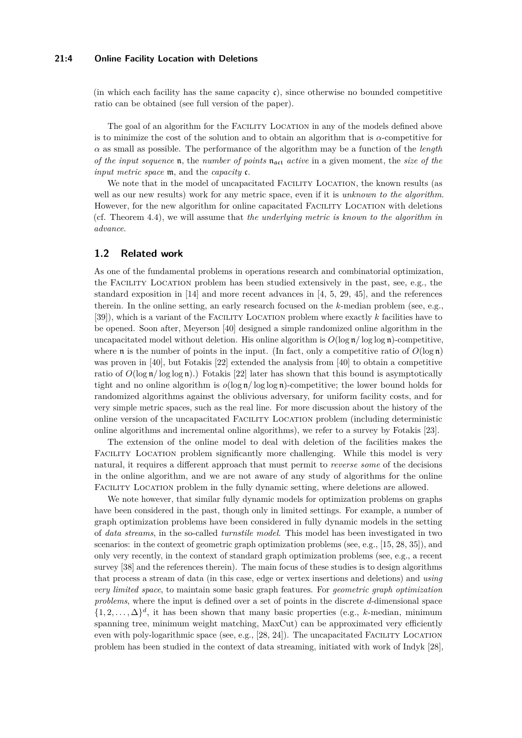(in which each facility has the same capacity $\mathfrak{c}$), since otherwise no bounded competitive ratio can be obtained (see full version of the paper).

The goal of an algorithm for the Facility Location in any of the models defined above is to minimize the cost of the solution and to obtain an algorithm that is $\alpha$-competitive for $\alpha$ as small as possible. The performance of the algorithm may be a function of the *length of the input sequence* $\mathfrak{n}$, the *number of points* $\mathfrak{n}_{\mathfrak{act}}$ *active* in a given moment, the *size of the input metric space* $\mathfrak{m}$, and the *capacity* $\mathfrak{c}$.

We note that in the model of uncapacitated Facility Location, the known results (as well as our new results) work for any metric space, even if it is *unknown to the algorithm*. However, for the new algorithm for online capacitated Facility Location with deletions (cf. Theorem 4.4), we will assume that *the underlying metric is known to the algorithm in advance*.

## 1.2 Related work

As one of the fundamental problems in operations research and combinatorial optimization, the Facility Location problem has been studied extensively in the past, see, e.g., the standard exposition in [14] and more recent advances in [4, 5, 29, 45], and the references therein. In the online setting, an early research focused on the $k$-median problem (see, e.g., [39]), which is a variant of the Facility Location problem where exactly $k$ facilities have to be opened. Soon after, Meyerson [40] designed a simple randomized online algorithm in the uncapacitated model without deletion. His online algorithm is $O(\log \mathfrak{n}/ \log\log \mathfrak{n})$-competitive, where $\mathfrak{n}$ is the number of points in the input. (In fact, only a competitive ratio of $O(\log \mathfrak{n})$ was proven in [40], but Fotakis [22] extended the analysis from [40] to obtain a competitive ratio of $O(\log \mathfrak{n}/ \log\log \mathfrak{n})$.) Fotakis [22] later has shown that this bound is asymptotically tight and no online algorithm is $o(\log \mathfrak{n}/ \log\log \mathfrak{n})$-competitive; the lower bound holds for randomized algorithms against the oblivious adversary, for uniform facility costs, and for very simple metric spaces, such as the real line. For more discussion about the history of the online version of the uncapacitated Facility Location problem (including deterministic online algorithms and incremental online algorithms), we refer to a survey by Fotakis [23].

The extension of the online model to deal with deletion of the facilities makes the Facility Location problem significantly more challenging. While this model is very natural, it requires a different approach that must permit to *reverse some* of the decisions in the online algorithm, and we are not aware of any study of algorithms for the online Facility Location problem in the fully dynamic setting, where deletions are allowed.

We note however, that similar fully dynamic models for optimization problems on graphs have been considered in the past, though only in limited settings. For example, a number of graph optimization problems have been considered in fully dynamic models in the setting of *data streams*, in the so-called *turnstile model*. This model has been investigated in two scenarios: in the context of geometric graph optimization problems (see, e.g., [15, 28, 35]), and only very recently, in the context of standard graph optimization problems (see, e.g., a recent survey [38] and the references therein). The main focus of these studies is to design algorithms that process a stream of data (in this case, edge or vertex insertions and deletions) and *using very limited space*, to maintain some basic graph features. For *geometric graph optimization problems*, where the input is defined over a set of points in the discrete $d$-dimensional space $\{1, 2, \dots, \Delta\}^d$, it has been shown that many basic properties (e.g., $k$-median, minimum spanning tree, minimum weight matching, MaxCut) can be approximated very efficiently even with poly-logarithmic space (see, e.g., [28, 24]). The uncapacitated Facility Location problem has been studied in the context of data streaming, initiated with work of Indyk [28],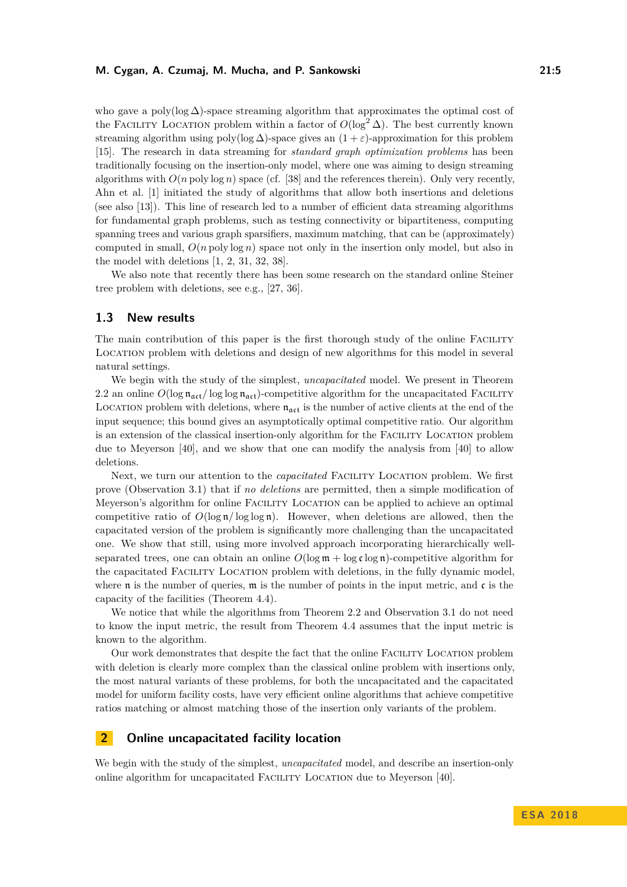who gave a poly($\log \Delta$)-space streaming algorithm that approximates the optimal cost of the Facility Location problem within a factor of $O(\log^2 \Delta)$. The best currently known streaming algorithm using poly($\log \Delta$)-space gives an $(1+\varepsilon)$-approximation for this problem [15]. The research in data streaming for *standard graph optimization problems* has been traditionally focusing on the insertion-only model, where one was aiming to design streaming algorithms with $O(n \operatorname{poly} \log n)$ space (cf. [38] and the references therein). Only very recently, Ahn et al. [1] initiated the study of algorithms that allow both insertions and deletions (see also [13]). This line of research led to a number of efficient data streaming algorithms for fundamental graph problems, such as testing connectivity or bipartiteness, computing spanning trees and various graph sparsifiers, maximum matching, that can be (approximately) computed in small, $O(n \operatorname{poly} \log n)$ space not only in the insertion only model, but also in the model with deletions [1, 2, 31, 32, 38].

We also note that recently there has been some research on the standard online Steiner tree problem with deletions, see e.g., [27, 36].

## 1.3 New results

The main contribution of this paper is the first thorough study of the online Facility Location problem with deletions and design of new algorithms for this model in several natural settings.

We begin with the study of the simplest, *uncapacitated* model. We present in Theorem 2.2 an online $O(\log \mathfrak{n}_{\mathfrak{act}} / \log \log \mathfrak{n}_{\mathfrak{act}})$-competitive algorithm for the uncapacitated Facility Location problem with deletions, where $\mathfrak{n}_{\mathfrak{act}}$ is the number of active clients at the end of the input sequence; this bound gives an asymptotically optimal competitive ratio. Our algorithm is an extension of the classical insertion-only algorithm for the Facility Location problem due to Meyerson [40], and we show that one can modify the analysis from [40] to allow deletions.

Next, we turn our attention to the *capacitated* Facility Location problem. We first prove (Observation 3.1) that if *no deletions* are permitted, then a simple modification of Meyerson's algorithm for online Facility Location can be applied to achieve an optimal competitive ratio of $O(\log \mathfrak{n} / \log \log \mathfrak{n})$. However, when deletions are allowed, then the capacitated version of the problem is significantly more challenging than the uncapacitated one. We show that still, using more involved approach incorporating hierarchically well-separated trees, one can obtain an online $O(\log \mathfrak{m} + \log \mathfrak{c} \log \mathfrak{n})$-competitive algorithm for the capacitated Facility Location problem with deletions, in the fully dynamic model, where $\mathfrak{n}$ is the number of queries, $\mathfrak{m}$ is the number of points in the input metric, and $\mathfrak{c}$ is the capacity of the facilities (Theorem 4.4).

We notice that while the algorithms from Theorem 2.2 and Observation 3.1 do not need to know the input metric, the result from Theorem 4.4 assumes that the input metric is known to the algorithm.

Our work demonstrates that despite the fact that the online Facility Location problem with deletion is clearly more complex than the classical online problem with insertions only, the most natural variants of these problems, for both the uncapacitated and the capacitated model for uniform facility costs, have very efficient online algorithms that achieve competitive ratios matching or almost matching those of the insertion only variants of the problem.

# 2 Online uncapacitated facility location

We begin with the study of the simplest, *uncapacitated* model, and describe an insertion-only online algorithm for uncapacitated Facility Location due to Meyerson [40].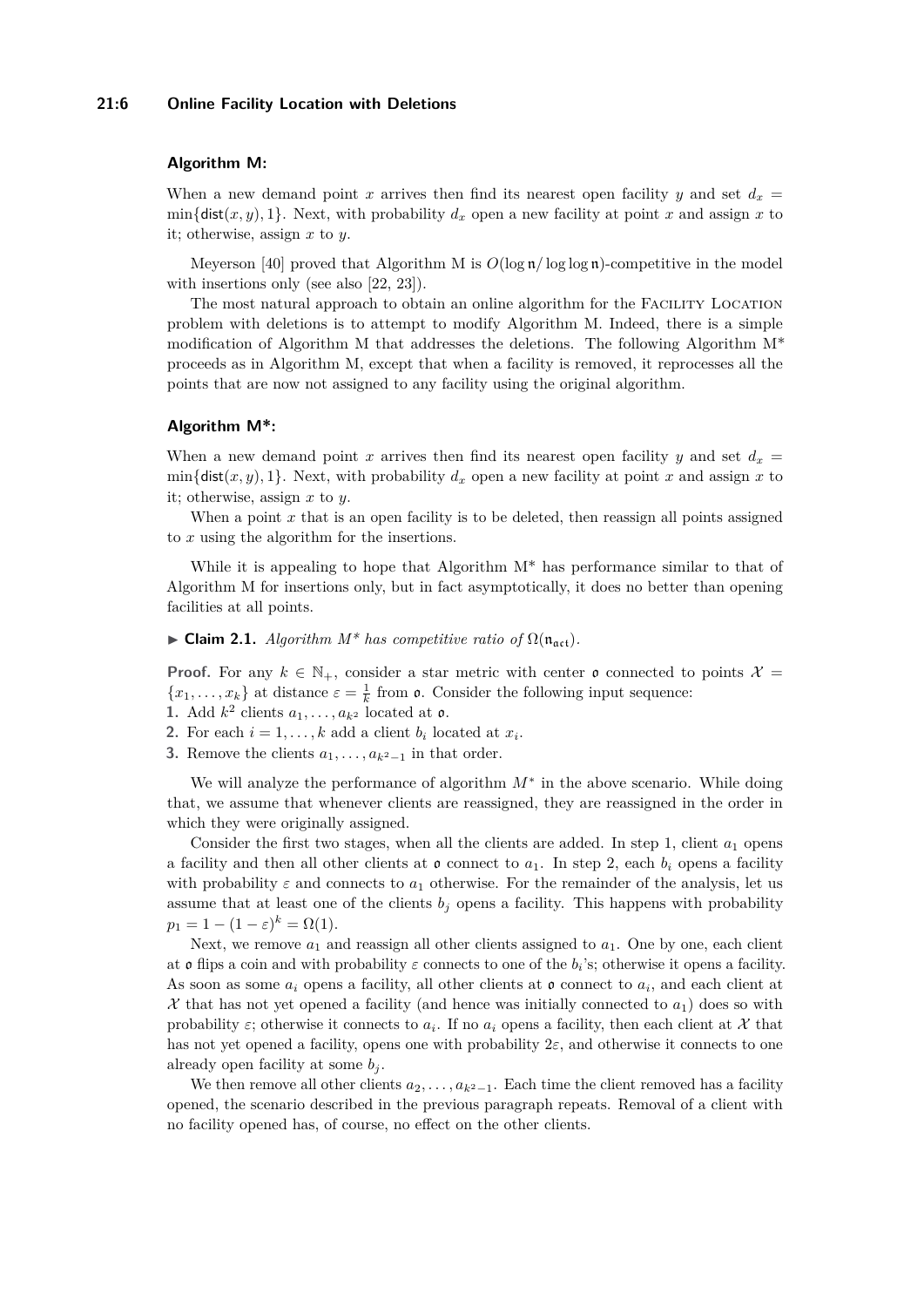**Algorithm M:**

When a new demand point $x$ arrives then find its nearest open facility $y$ and set $d_x = \min\{\mathsf{dist}(x, y), 1\}$. Next, with probability $d_x$ open a new facility at point $x$ and assign $x$ to it; otherwise, assign $x$ to $y$.

Meyerson [40] proved that Algorithm M is $O(\log \mathfrak{n}/\log\log \mathfrak{n})$-competitive in the model with insertions only (see also [22, 23]).

The most natural approach to obtain an online algorithm for the Facility Location problem with deletions is to attempt to modify Algorithm M. Indeed, there is a simple modification of Algorithm M that addresses the deletions. The following Algorithm M* proceeds as in Algorithm M, except that when a facility is removed, it reprocesses all the points that are now not assigned to any facility using the original algorithm.

**Algorithm M*:**

When a new demand point $x$ arrives then find its nearest open facility $y$ and set $d_x = \min\{\mathsf{dist}(x, y), 1\}$. Next, with probability $d_x$ open a new facility at point $x$ and assign $x$ to it; otherwise, assign $x$ to $y$.

When a point $x$ that is an open facility is to be deleted, then reassign all points assigned to $x$ using the algorithm for the insertions.

While it is appealing to hope that Algorithm M* has performance similar to that of Algorithm M for insertions only, but in fact asymptotically, it does no better than opening facilities at all points.

▶ **Claim 2.1.** *Algorithm M* has competitive ratio of* $\Omega(\mathfrak{n}_{\mathfrak{act}})$.

**Proof.** For any $k \in \mathbb{N}_+$, consider a star metric with center $\mathfrak{o}$ connected to points $\mathcal{X} = \{x_1, \ldots, x_k\}$ at distance $\varepsilon = \frac{1}{k}$ from $\mathfrak{o}$. Consider the following input sequence:

1. Add $k^2$ clients $a_1, \ldots, a_{k^2}$ located at $\mathfrak{o}$.
2. For each $i = 1, \ldots, k$ add a client $b_i$ located at $x_i$.
3. Remove the clients $a_1, \ldots, a_{k^2-1}$ in that order.

We will analyze the performance of algorithm $M^*$ in the above scenario. While doing that, we assume that whenever clients are reassigned, they are reassigned in the order in which they were originally assigned.

Consider the first two stages, when all the clients are added. In step 1, client $a_1$ opens a facility and then all other clients at $\mathfrak{o}$ connect to $a_1$. In step 2, each $b_i$ opens a facility with probability $\varepsilon$ and connects to $a_1$ otherwise. For the remainder of the analysis, let us assume that at least one of the clients $b_j$ opens a facility. This happens with probability $p_1 = 1 - (1 - \varepsilon)^k = \Omega(1)$.

Next, we remove $a_1$ and reassign all other clients assigned to $a_1$. One by one, each client at $\mathfrak{o}$ flips a coin and with probability $\varepsilon$ connects to one of the $b_i$'s; otherwise it opens a facility. As soon as some $a_i$ opens a facility, all other clients at $\mathfrak{o}$ connect to $a_i$, and each client at $\mathcal{X}$ that has not yet opened a facility (and hence was initially connected to $a_1$) does so with probability $\varepsilon$; otherwise it connects to $a_i$. If no $a_i$ opens a facility, then each client at $\mathcal{X}$ that has not yet opened a facility, opens one with probability $2\varepsilon$, and otherwise it connects to one already open facility at some $b_j$.

We then remove all other clients $a_2, \ldots, a_{k^2-1}$. Each time the client removed has a facility opened, the scenario described in the previous paragraph repeats. Removal of a client with no facility opened has, of course, no effect on the other clients.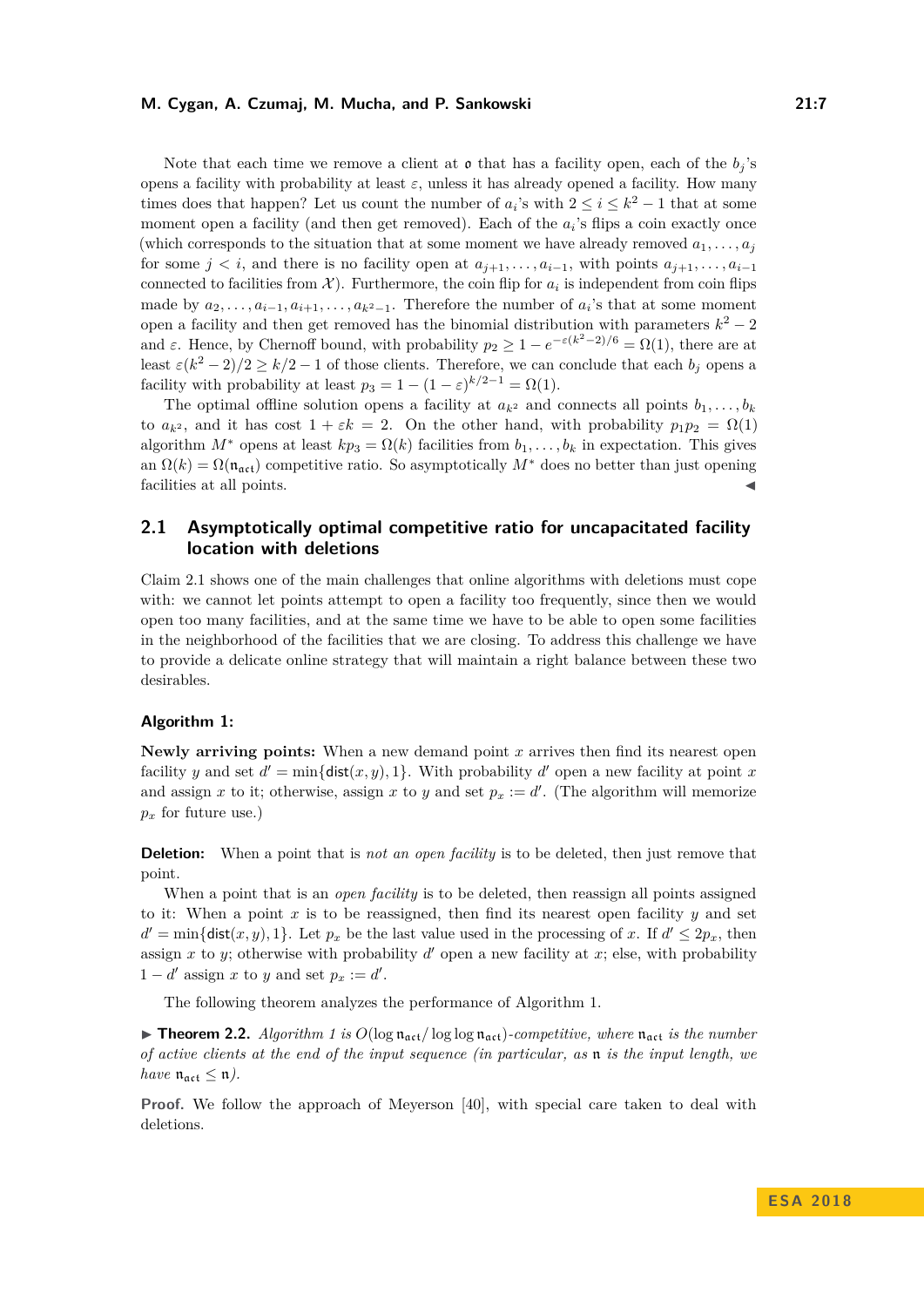Note that each time we remove a client at $\mathfrak{o}$ that has a facility open, each of the $b_j$'s opens a facility with probability at least $\varepsilon$, unless it has already opened a facility. How many times does that happen? Let us count the number of $a_i$'s with $2 \leq i \leq k^2 - 1$ that at some moment open a facility (and then get removed). Each of the $a_i$'s flips a coin exactly once (which corresponds to the situation that at some moment we have already removed $a_1, \ldots, a_j$ for some $j < i$, and there is no facility open at $a_{j+1}, \ldots, a_{i-1}$, with points $a_{j+1}, \ldots, a_{i-1}$ connected to facilities from $\mathcal{X}$). Furthermore, the coin flip for $a_i$ is independent from coin flips made by $a_2, \ldots, a_{i-1}, a_{i+1}, \ldots, a_{k^2-1}$. Therefore the number of $a_i$'s that at some moment open a facility and then get removed has the binomial distribution with parameters $k^2 - 2$ and $\varepsilon$. Hence, by Chernoff bound, with probability $p_2 \geq 1 - e^{-\varepsilon(k^2-2)/6} = \Omega(1)$, there are at least $\varepsilon(k^2 - 2)/2 \geq k/2 - 1$ of those clients. Therefore, we can conclude that each $b_j$ opens a facility with probability at least $p_3 = 1 - (1 - \varepsilon)^{k/2-1} = \Omega(1)$.

The optimal offline solution opens a facility at $a_{k^2}$ and connects all points $b_1, \ldots, b_k$ to $a_{k^2}$, and it has cost $1 + \varepsilon k = 2$. On the other hand, with probability $p_1 p_2 = \Omega(1)$ algorithm $M^*$ opens at least $kp_3 = \Omega(k)$ facilities from $b_1, \ldots, b_k$ in expectation. This gives an $\Omega(k) = \Omega(\mathfrak{n}_{\mathfrak{act}})$ competitive ratio. So asymptotically $M^*$ does no better than just opening facilities at all points. ◀

## 2.1 Asymptotically optimal competitive ratio for uncapacitated facility location with deletions

Claim 2.1 shows one of the main challenges that online algorithms with deletions must cope with: we cannot let points attempt to open a facility too frequently, since then we would open too many facilities, and at the same time we have to be able to open some facilities in the neighborhood of the facilities that we are closing. To address this challenge we have to provide a delicate online strategy that will maintain a right balance between these two desirables.

**Algorithm 1:**

**Newly arriving points:** When a new demand point $x$ arrives then find its nearest open facility $y$ and set $d' = \min\{\mathsf{dist}(x, y), 1\}$. With probability $d'$ open a new facility at point $x$ and assign $x$ to it; otherwise, assign $x$ to $y$ and set $p_x := d'$. (The algorithm will memorize $p_x$ for future use.)

**Deletion:** When a point that is *not an open facility* is to be deleted, then just remove that point.

When a point that is an *open facility* is to be deleted, then reassign all points assigned to it: When a point $x$ is to be reassigned, then find its nearest open facility $y$ and set $d' = \min\{\mathsf{dist}(x, y), 1\}$. Let $p_x$ be the last value used in the processing of $x$. If $d' \leq 2p_x$, then assign $x$ to $y$; otherwise with probability $d'$ open a new facility at $x$; else, with probability $1 - d'$ assign $x$ to $y$ and set $p_x := d'$.

The following theorem analyzes the performance of Algorithm 1.

▶ **Theorem 2.2.** *Algorithm 1 is $O(\log \mathfrak{n}_{\mathfrak{act}} / \log\log \mathfrak{n}_{\mathfrak{act}})$-competitive, where $\mathfrak{n}_{\mathfrak{act}}$ is the number of active clients at the end of the input sequence (in particular, as $\mathfrak{n}$ is the input length, we have $\mathfrak{n}_{\mathfrak{act}} \leq \mathfrak{n}$).*

**Proof.** We follow the approach of Meyerson [40], with special care taken to deal with deletions.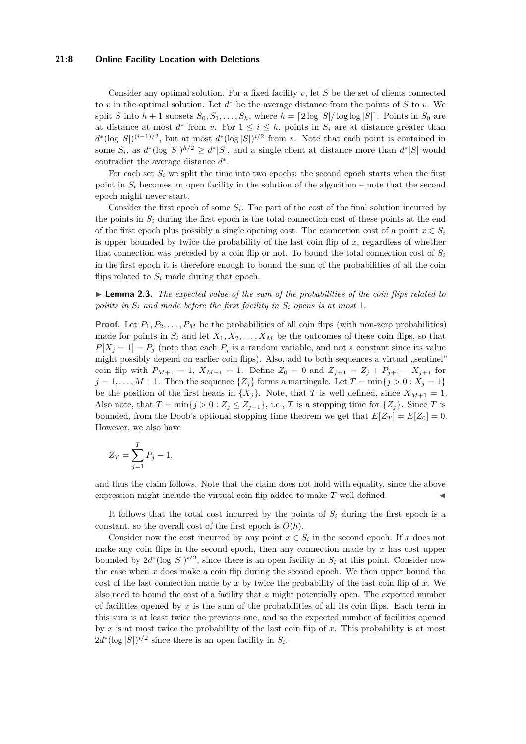Consider any optimal solution. For a fixed facility $v$, let $S$ be the set of clients connected to $v$ in the optimal solution. Let $d^*$ be the average distance from the points of $S$ to $v$. We split $S$ into $h+1$ subsets $S_0, S_1, \ldots, S_h$, where $h = \lceil 2\log|S| / \log\log|S| \rceil$. Points in $S_0$ are at distance at most $d^*$ from $v$. For $1 \le i \le h$, points in $S_i$ are at distance greater than $d^*(\log|S|)^{(i-1)/2}$, but at most $d^*(\log|S|)^{i/2}$ from $v$. Note that each point is contained in some $S_i$, as $d^*(\log|S|)^{h/2} \ge d^*|S|$, and a single client at distance more than $d^*|S|$ would contradict the average distance $d^*$.

For each set $S_i$ we split the time into two epochs: the second epoch starts when the first point in $S_i$ becomes an open facility in the solution of the algorithm – note that the second epoch might never start.

Consider the first epoch of some $S_i$. The part of the cost of the final solution incurred by the points in $S_i$ during the first epoch is the total connection cost of these points at the end of the first epoch plus possibly a single opening cost. The connection cost of a point $x \in S_i$ is upper bounded by twice the probability of the last coin flip of $x$, regardless of whether that connection was preceded by a coin flip or not. To bound the total connection cost of $S_i$ in the first epoch it is therefore enough to bound the sum of the probabilities of all the coin flips related to $S_i$ made during that epoch.

▶ **Lemma 2.3.** *The expected value of the sum of the probabilities of the coin flips related to points in $S_i$ and made before the first facility in $S_i$ opens is at most* 1.

**Proof.** Let $P_1, P_2, \ldots, P_M$ be the probabilities of all coin flips (with non-zero probabilities) made for points in $S_i$ and let $X_1, X_2, \ldots, X_M$ be the outcomes of these coin flips, so that $P[X_j = 1] = P_j$ (note that each $P_j$ is a random variable, and not a constant since its value might possibly depend on earlier coin flips). Also, add to both sequences a virtual „sentinel" coin flip with $P_{M+1} = 1$, $X_{M+1} = 1$. Define $Z_0 = 0$ and $Z_{j+1} = Z_j + P_{j+1} - X_{j+1}$ for $j = 1, \ldots, M+1$. Then the sequence $\{Z_j\}$ forms a martingale. Let $T = \min\{j > 0 : X_j = 1\}$ be the position of the first heads in $\{X_j\}$. Note, that $T$ is well defined, since $X_{M+1} = 1$. Also note, that $T = \min\{j > 0 : Z_j \le Z_{j-1}\}$, i.e., $T$ is a stopping time for $\{Z_j\}$. Since $T$ is bounded, from the Doob's optional stopping time theorem we get that $E[Z_T] = E[Z_0] = 0$. However, we also have

$$Z_T = \sum_{j=1}^{T} P_j - 1,$$

and thus the claim follows. Note that the claim does not hold with equality, since the above expression might include the virtual coin flip added to make $T$ well defined. ◀

It follows that the total cost incurred by the points of $S_i$ during the first epoch is a constant, so the overall cost of the first epoch is $O(h)$.

Consider now the cost incurred by any point $x \in S_i$ in the second epoch. If $x$ does not make any coin flips in the second epoch, then any connection made by $x$ has cost upper bounded by $2d^*(\log|S|)^{i/2}$, since there is an open facility in $S_i$ at this point. Consider now the case when $x$ does make a coin flip during the second epoch. We then upper bound the cost of the last connection made by $x$ by twice the probability of the last coin flip of $x$. We also need to bound the cost of a facility that $x$ might potentially open. The expected number of facilities opened by $x$ is the sum of the probabilities of all its coin flips. Each term in this sum is at least twice the previous one, and so the expected number of facilities opened by $x$ is at most twice the probability of the last coin flip of $x$. This probability is at most $2d^*(\log|S|)^{i/2}$ since there is an open facility in $S_i$.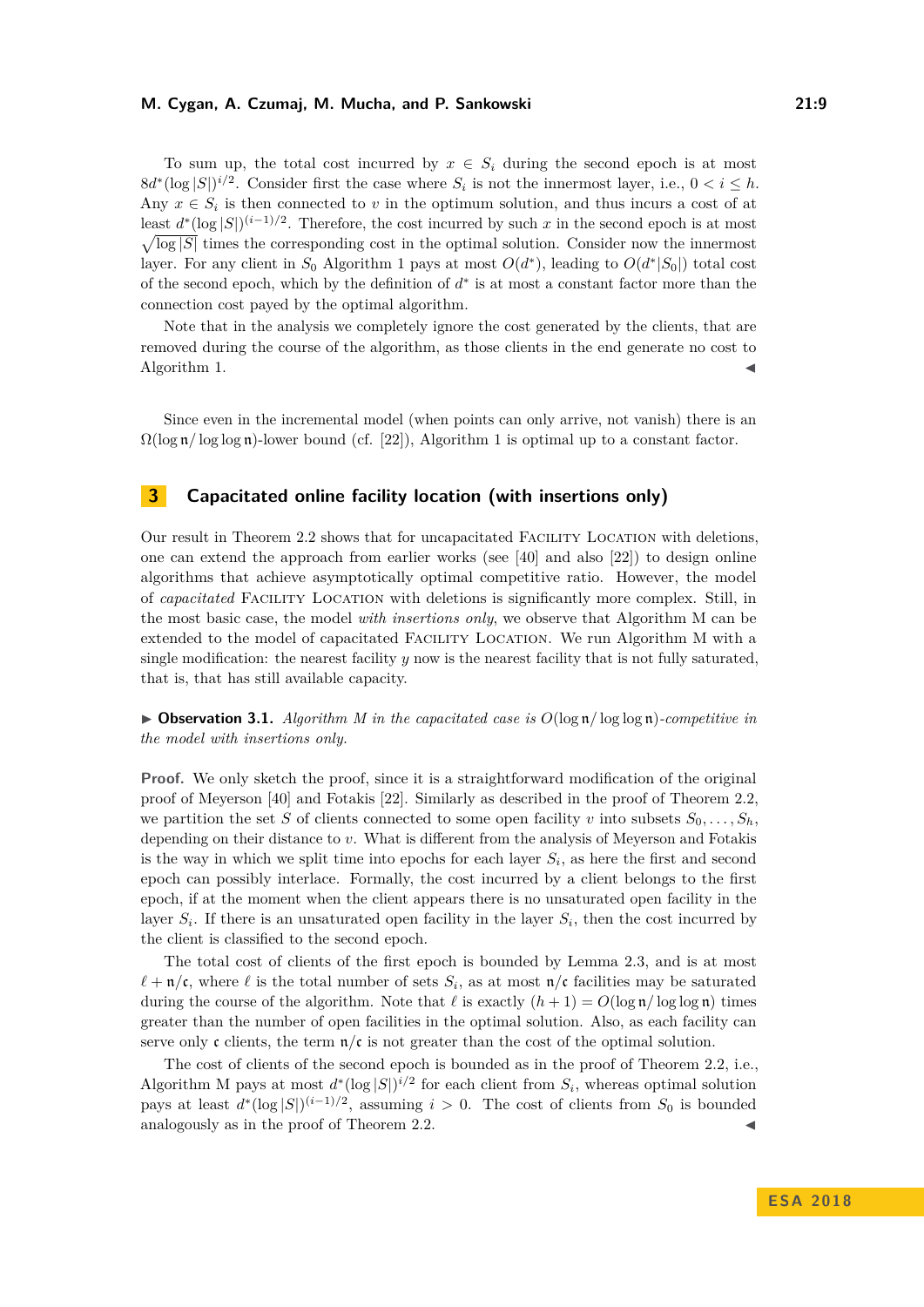To sum up, the total cost incurred by $x \in S_i$ during the second epoch is at most $8d^*(\log|S|)^{i/2}$. Consider first the case where $S_i$ is not the innermost layer, i.e., $0 < i \leq h$. Any $x \in S_i$ is then connected to $v$ in the optimum solution, and thus incurs a cost of at least $d^*(\log|S|)^{(i-1)/2}$. Therefore, the cost incurred by such $x$ in the second epoch is at most $\sqrt{\log|S|}$ times the corresponding cost in the optimal solution. Consider now the innermost layer. For any client in $S_0$ Algorithm 1 pays at most $O(d^*)$, leading to $O(d^*|S_0|)$ total cost of the second epoch, which by the definition of $d^*$ is at most a constant factor more than the connection cost payed by the optimal algorithm.

Note that in the analysis we completely ignore the cost generated by the clients, that are removed during the course of the algorithm, as those clients in the end generate no cost to Algorithm 1. ◀

Since even in the incremental model (when points can only arrive, not vanish) there is an $\Omega(\log \mathfrak{n}/\log\log \mathfrak{n})$-lower bound (cf. [22]), Algorithm 1 is optimal up to a constant factor.

## 3 Capacitated online facility location (with insertions only)

Our result in Theorem 2.2 shows that for uncapacitated Facility Location with deletions, one can extend the approach from earlier works (see [40] and also [22]) to design online algorithms that achieve asymptotically optimal competitive ratio. However, the model of *capacitated* Facility Location with deletions is significantly more complex. Still, in the most basic case, the model *with insertions only*, we observe that Algorithm M can be extended to the model of capacitated Facility Location. We run Algorithm M with a single modification: the nearest facility $y$ now is the nearest facility that is not fully saturated, that is, that has still available capacity.

▶ **Observation 3.1.** *Algorithm M in the capacitated case is $O(\log \mathfrak{n}/\log\log \mathfrak{n})$-competitive in the model with insertions only.*

**Proof.** We only sketch the proof, since it is a straightforward modification of the original proof of Meyerson [40] and Fotakis [22]. Similarly as described in the proof of Theorem 2.2, we partition the set $S$ of clients connected to some open facility $v$ into subsets $S_0, \ldots, S_h$, depending on their distance to $v$. What is different from the analysis of Meyerson and Fotakis is the way in which we split time into epochs for each layer $S_i$, as here the first and second epoch can possibly interlace. Formally, the cost incurred by a client belongs to the first epoch, if at the moment when the client appears there is no unsaturated open facility in the layer $S_i$. If there is an unsaturated open facility in the layer $S_i$, then the cost incurred by the client is classified to the second epoch.

The total cost of clients of the first epoch is bounded by Lemma 2.3, and is at most $\ell + \mathfrak{n}/\mathfrak{c}$, where $\ell$ is the total number of sets $S_i$, as at most $\mathfrak{n}/\mathfrak{c}$ facilities may be saturated during the course of the algorithm. Note that $\ell$ is exactly $(h+1) = O(\log \mathfrak{n}/\log\log \mathfrak{n})$ times greater than the number of open facilities in the optimal solution. Also, as each facility can serve only $\mathfrak{c}$ clients, the term $\mathfrak{n}/\mathfrak{c}$ is not greater than the cost of the optimal solution.

The cost of clients of the second epoch is bounded as in the proof of Theorem 2.2, i.e., Algorithm M pays at most $d^*(\log|S|)^{i/2}$ for each client from $S_i$, whereas optimal solution pays at least $d^*(\log|S|)^{(i-1)/2}$, assuming $i > 0$. The cost of clients from $S_0$ is bounded analogously as in the proof of Theorem 2.2. ◀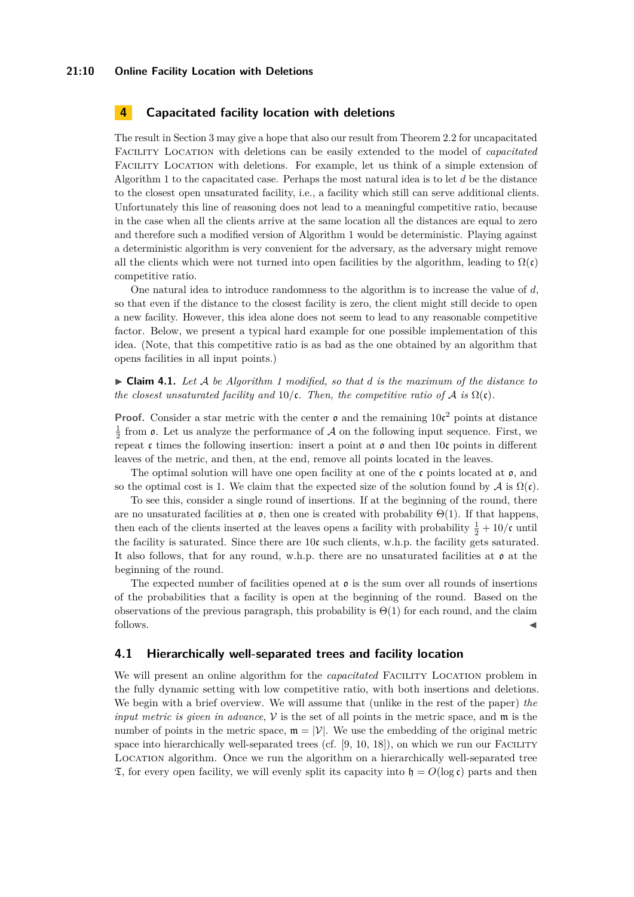## 4 Capacitated facility location with deletions

The result in Section 3 may give a hope that also our result from Theorem 2.2 for uncapacitated Facility Location with deletions can be easily extended to the model of *capacitated* Facility Location with deletions. For example, let us think of a simple extension of Algorithm 1 to the capacitated case. Perhaps the most natural idea is to let $d$ be the distance to the closest open unsaturated facility, i.e., a facility which still can serve additional clients. Unfortunately this line of reasoning does not lead to a meaningful competitive ratio, because in the case when all the clients arrive at the same location all the distances are equal to zero and therefore such a modified version of Algorithm 1 would be deterministic. Playing against a deterministic algorithm is very convenient for the adversary, as the adversary might remove all the clients which were not turned into open facilities by the algorithm, leading to $\Omega(\mathfrak{c})$ competitive ratio.

One natural idea to introduce randomness to the algorithm is to increase the value of $d$, so that even if the distance to the closest facility is zero, the client might still decide to open a new facility. However, this idea alone does not seem to lead to any reasonable competitive factor. Below, we present a typical hard example for one possible implementation of this idea. (Note, that this competitive ratio is as bad as the one obtained by an algorithm that opens facilities in all input points.)

▶ **Claim 4.1.** *Let $\mathcal{A}$ be Algorithm 1 modified, so that $d$ is the maximum of the distance to the closest unsaturated facility and $10/\mathfrak{c}$. Then, the competitive ratio of $\mathcal{A}$ is $\Omega(\mathfrak{c})$.*

**Proof.** Consider a star metric with the center $\mathfrak{o}$ and the remaining $10\mathfrak{c}^2$ points at distance $\frac{1}{2}$ from $\mathfrak{o}$. Let us analyze the performance of $\mathcal{A}$ on the following input sequence. First, we repeat $\mathfrak{c}$ times the following insertion: insert a point at $\mathfrak{o}$ and then $10\mathfrak{c}$ points in different leaves of the metric, and then, at the end, remove all points located in the leaves.

The optimal solution will have one open facility at one of the $\mathfrak{c}$ points located at $\mathfrak{o}$, and so the optimal cost is 1. We claim that the expected size of the solution found by $\mathcal{A}$ is $\Omega(\mathfrak{c})$.

To see this, consider a single round of insertions. If at the beginning of the round, there are no unsaturated facilities at $\mathfrak{o}$, then one is created with probability $\Theta(1)$. If that happens, then each of the clients inserted at the leaves opens a facility with probability $\frac{1}{2} + 10/\mathfrak{c}$ until the facility is saturated. Since there are $10\mathfrak{c}$ such clients, w.h.p. the facility gets saturated. It also follows, that for any round, w.h.p. there are no unsaturated facilities at $\mathfrak{o}$ at the beginning of the round.

The expected number of facilities opened at $\mathfrak{o}$ is the sum over all rounds of insertions of the probabilities that a facility is open at the beginning of the round. Based on the observations of the previous paragraph, this probability is $\Theta(1)$ for each round, and the claim follows. ◀

### 4.1 Hierarchically well-separated trees and facility location

We will present an online algorithm for the *capacitated* Facility Location problem in the fully dynamic setting with low competitive ratio, with both insertions and deletions. We begin with a brief overview. We will assume that (unlike in the rest of the paper) *the input metric is given in advance*, $\mathcal{V}$ is the set of all points in the metric space, and $\mathfrak{m}$ is the number of points in the metric space, $\mathfrak{m} = |\mathcal{V}|$. We use the embedding of the original metric space into hierarchically well-separated trees (cf. [9, 10, 18]), on which we run our Facility Location algorithm. Once we run the algorithm on a hierarchically well-separated tree $\mathfrak{T}$, for every open facility, we will evenly split its capacity into $\mathfrak{h} = O(\log \mathfrak{c})$ parts and then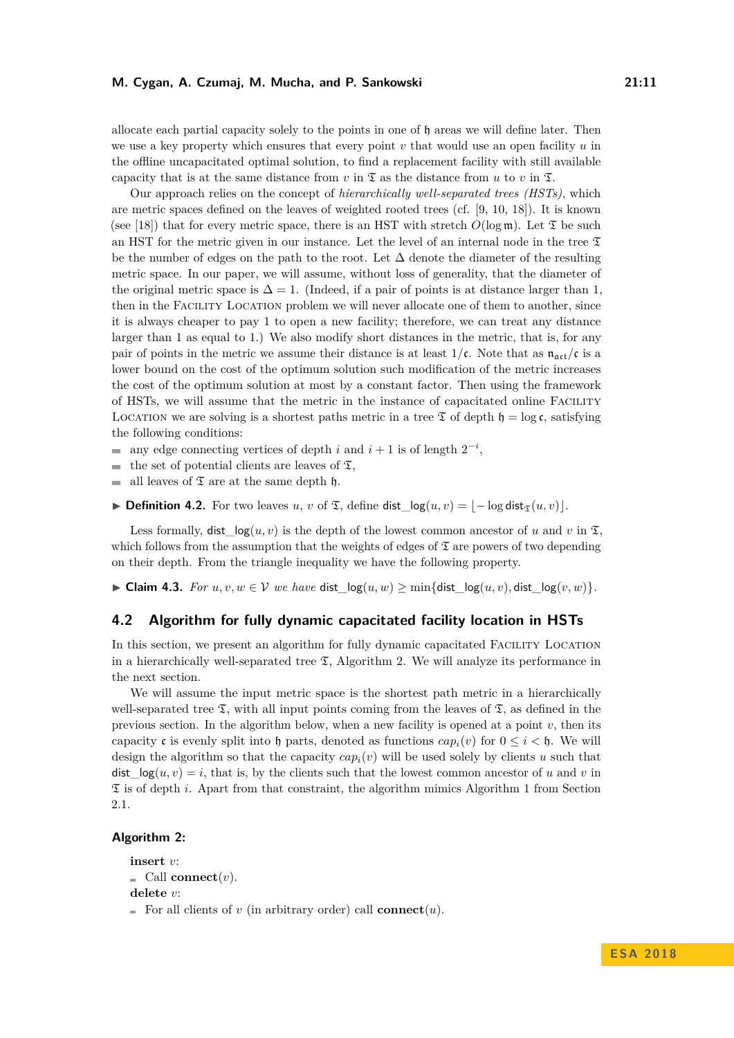allocate each partial capacity solely to the points in one of $\mathfrak{h}$ areas we will define later. Then we use a key property which ensures that every point $v$ that would use an open facility $u$ in the offline uncapacitated optimal solution, to find a replacement facility with still available capacity that is at the same distance from $v$ in $\mathfrak{T}$ as the distance from $u$ to $v$ in $\mathfrak{T}$.

Our approach relies on the concept of *hierarchically well-separated trees (HSTs)*, which are metric spaces defined on the leaves of weighted rooted trees (cf. [9, 10, 18]). It is known (see [18]) that for every metric space, there is an HST with stretch $O(\log \mathfrak{m})$. Let $\mathfrak{T}$ be such an HST for the metric given in our instance. Let the level of an internal node in the tree $\mathfrak{T}$ be the number of edges on the path to the root. Let $\Delta$ denote the diameter of the resulting metric space. In our paper, we will assume, without loss of generality, that the diameter of the original metric space is $\Delta = 1$. (Indeed, if a pair of points is at distance larger than 1, then in the Facility Location problem we will never allocate one of them to another, since it is always cheaper to pay 1 to open a new facility; therefore, we can treat any distance larger than 1 as equal to 1.) We also modify short distances in the metric, that is, for any pair of points in the metric we assume their distance is at least $1/\mathfrak{c}$. Note that as $\mathfrak{n}_{\mathfrak{act}}/\mathfrak{c}$ is a lower bound on the cost of the optimum solution such modification of the metric increases the cost of the optimum solution at most by a constant factor. Then using the framework of HSTs, we will assume that the metric in the instance of capacitated online Facility Location we are solving is a shortest paths metric in a tree $\mathfrak{T}$ of depth $\mathfrak{h} = \log \mathfrak{c}$, satisfying the following conditions:

- any edge connecting vertices of depth $i$ and $i+1$ is of length $2^{-i}$,
- the set of potential clients are leaves of $\mathfrak{T}$,
- all leaves of $\mathfrak{T}$ are at the same depth $\mathfrak{h}$.

▶ **Definition 4.2.** For two leaves $u$, $v$ of $\mathfrak{T}$, define $\mathsf{dist\_log}(u, v) = \lfloor -\log \mathsf{dist}_{\mathfrak{T}}(u, v) \rfloor$.

Less formally, $\mathsf{dist\_log}(u, v)$ is the depth of the lowest common ancestor of $u$ and $v$ in $\mathfrak{T}$, which follows from the assumption that the weights of edges of $\mathfrak{T}$ are powers of two depending on their depth. From the triangle inequality we have the following property.

▶ **Claim 4.3.** *For $u, v, w \in \mathcal{V}$ we have $\mathsf{dist\_log}(u, w) \geq \min\{\mathsf{dist\_log}(u, v), \mathsf{dist\_log}(v, w)\}$.*

## 4.2 Algorithm for fully dynamic capacitated facility location in HSTs

In this section, we present an algorithm for fully dynamic capacitated Facility Location in a hierarchically well-separated tree $\mathfrak{T}$, Algorithm 2. We will analyze its performance in the next section.

We will assume the input metric space is the shortest path metric in a hierarchically well-separated tree $\mathfrak{T}$, with all input points coming from the leaves of $\mathfrak{T}$, as defined in the previous section. In the algorithm below, when a new facility is opened at a point $v$, then its capacity $\mathfrak{c}$ is evenly split into $\mathfrak{h}$ parts, denoted as functions $cap_i(v)$ for $0 \leq i < \mathfrak{h}$. We will design the algorithm so that the capacity $cap_i(v)$ will be used solely by clients $u$ such that $\mathsf{dist\_log}(u, v) = i$, that is, by the clients such that the lowest common ancestor of $u$ and $v$ in $\mathfrak{T}$ is of depth $i$. Apart from that constraint, the algorithm mimics Algorithm 1 from Section 2.1.

**Algorithm 2:**

**insert** $v$:
- Call **connect**($v$).

**delete** $v$:
- For all clients of $v$ (in arbitrary order) call **connect**($u$).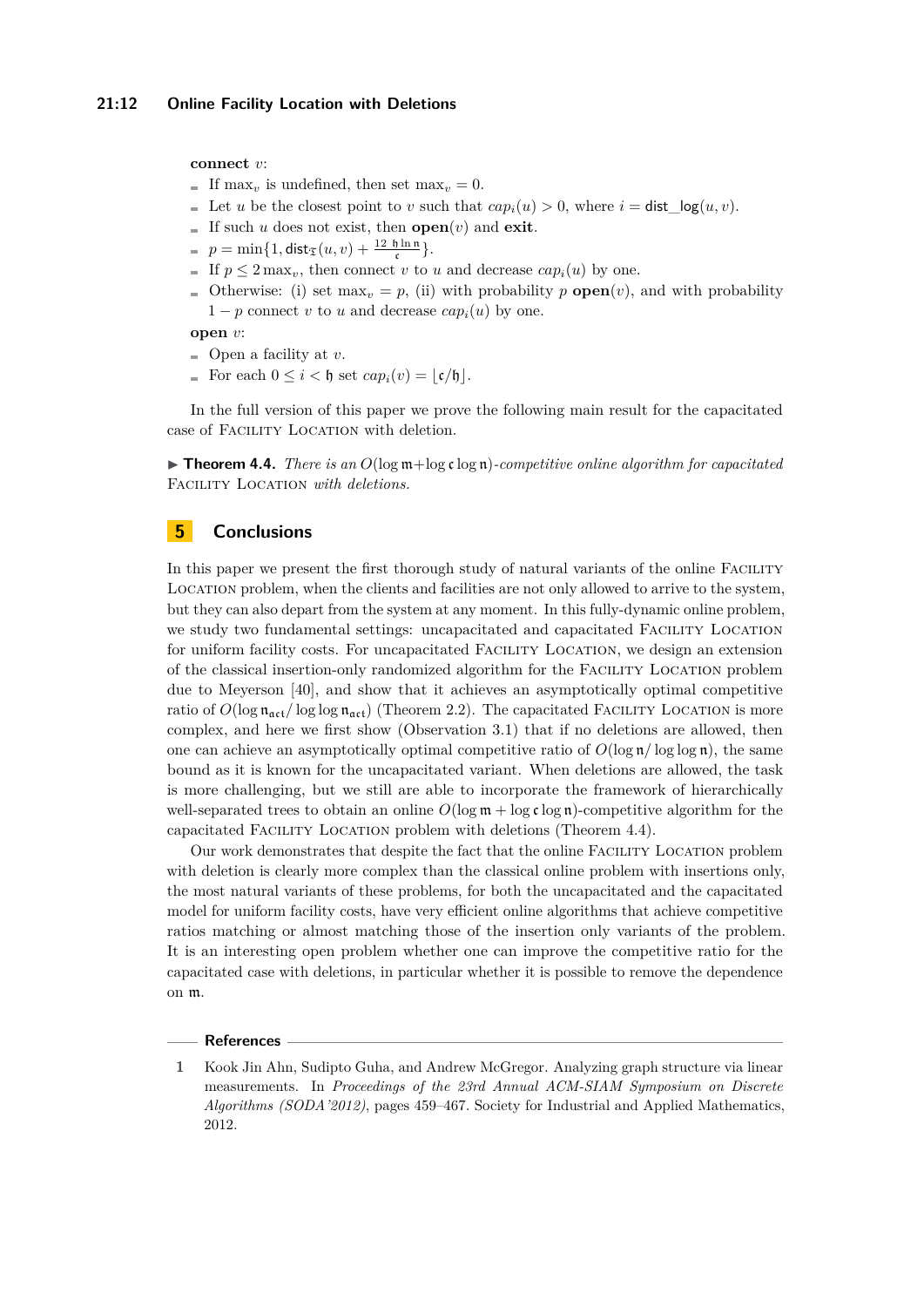**connect** $v$:

- If $\max_v$ is undefined, then set $\max_v = 0$.
- Let $u$ be the closest point to $v$ such that $cap_i(u) > 0$, where $i = \mathsf{dist\_log}(u, v)$.
- If such $u$ does not exist, then **open**($v$) and **exit**.
- $p = \min\{1, \mathsf{dist}_{\mathfrak{T}}(u, v) + \frac{12\ \mathfrak{h} \ln \mathfrak{n}}{\mathfrak{c}}\}$.
- If $p \leq 2 \max_v$, then connect $v$ to $u$ and decrease $cap_i(u)$ by one.
- Otherwise: (i) set $\max_v = p$, (ii) with probability $p$ **open**($v$), and with probability $1 - p$ connect $v$ to $u$ and decrease $cap_i(u)$ by one.

**open** $v$:

- Open a facility at $v$.
- For each $0 \leq i < \mathfrak{h}$ set $cap_i(v) = \lfloor \mathfrak{c}/\mathfrak{h} \rfloor$.

In the full version of this paper we prove the following main result for the capacitated case of Facility Location with deletion.

▶ **Theorem 4.4.** *There is an $O(\log \mathfrak{m} + \log \mathfrak{c} \log \mathfrak{n})$-competitive online algorithm for capacitated Facility Location with deletions.*

## 5 Conclusions

In this paper we present the first thorough study of natural variants of the online Facility Location problem, when the clients and facilities are not only allowed to arrive to the system, but they can also depart from the system at any moment. In this fully-dynamic online problem, we study two fundamental settings: uncapacitated and capacitated Facility Location for uniform facility costs. For uncapacitated Facility Location, we design an extension of the classical insertion-only randomized algorithm for the Facility Location problem due to Meyerson [40], and show that it achieves an asymptotically optimal competitive ratio of $O(\log \mathfrak{n}_{\mathfrak{act}} / \log \log \mathfrak{n}_{\mathfrak{act}})$ (Theorem 2.2). The capacitated Facility Location is more complex, and here we first show (Observation 3.1) that if no deletions are allowed, then one can achieve an asymptotically optimal competitive ratio of $O(\log \mathfrak{n} / \log \log \mathfrak{n})$, the same bound as it is known for the uncapacitated variant. When deletions are allowed, the task is more challenging, but we still are able to incorporate the framework of hierarchically well-separated trees to obtain an online $O(\log \mathfrak{m} + \log \mathfrak{c} \log \mathfrak{n})$-competitive algorithm for the capacitated Facility Location problem with deletions (Theorem 4.4).

Our work demonstrates that despite the fact that the online Facility Location problem with deletion is clearly more complex than the classical online problem with insertions only, the most natural variants of these problems, for both the uncapacitated and the capacitated model for uniform facility costs, have very efficient online algorithms that achieve competitive ratios matching or almost matching those of the insertion only variants of the problem. It is an interesting open problem whether one can improve the competitive ratio for the capacitated case with deletions, in particular whether it is possible to remove the dependence on $\mathfrak{m}$.

## References

1. Kook Jin Ahn, Sudipto Guha, and Andrew McGregor. Analyzing graph structure via linear measurements. In *Proceedings of the 23rd Annual ACM-SIAM Symposium on Discrete Algorithms (SODA'2012)*, pages 459–467. Society for Industrial and Applied Mathematics, 2012.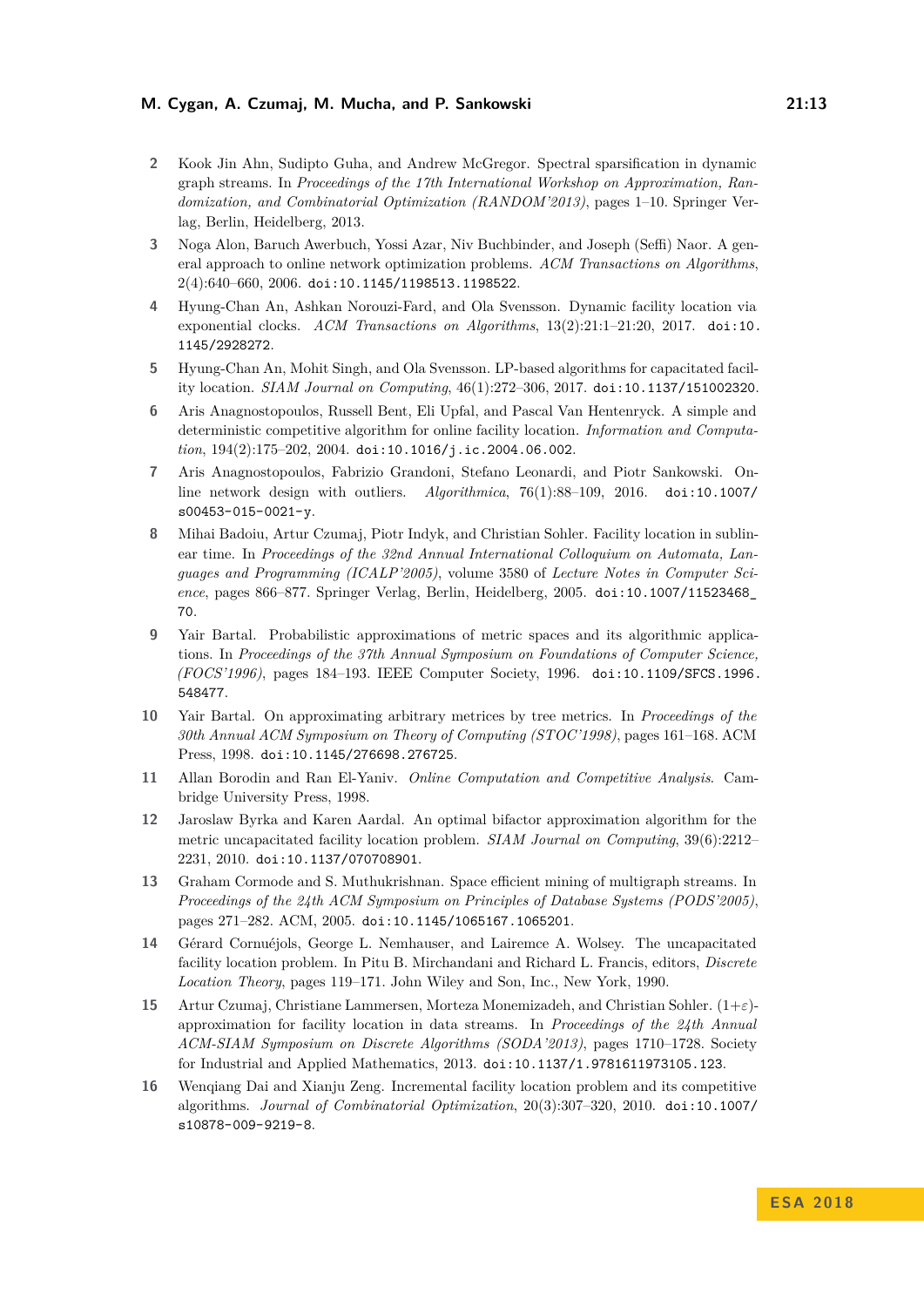2 Kook Jin Ahn, Sudipto Guha, and Andrew McGregor. Spectral sparsification in dynamic graph streams. In *Proceedings of the 17th International Workshop on Approximation, Randomization, and Combinatorial Optimization (RANDOM'2013)*, pages 1–10. Springer Verlag, Berlin, Heidelberg, 2013.

3 Noga Alon, Baruch Awerbuch, Yossi Azar, Niv Buchbinder, and Joseph (Seffi) Naor. A general approach to online network optimization problems. *ACM Transactions on Algorithms*, 2(4):640–660, 2006. `doi:10.1145/1198513.1198522`.

4 Hyung-Chan An, Ashkan Norouzi-Fard, and Ola Svensson. Dynamic facility location via exponential clocks. *ACM Transactions on Algorithms*, 13(2):21:1–21:20, 2017. `doi:10.1145/2928272`.

5 Hyung-Chan An, Mohit Singh, and Ola Svensson. LP-based algorithms for capacitated facility location. *SIAM Journal on Computing*, 46(1):272–306, 2017. `doi:10.1137/151002320`.

6 Aris Anagnostopoulos, Russell Bent, Eli Upfal, and Pascal Van Hentenryck. A simple and deterministic competitive algorithm for online facility location. *Information and Computation*, 194(2):175–202, 2004. `doi:10.1016/j.ic.2004.06.002`.

7 Aris Anagnostopoulos, Fabrizio Grandoni, Stefano Leonardi, and Piotr Sankowski. Online network design with outliers. *Algorithmica*, 76(1):88–109, 2016. `doi:10.1007/s00453-015-0021-y`.

8 Mihai Badoiu, Artur Czumaj, Piotr Indyk, and Christian Sohler. Facility location in sublinear time. In *Proceedings of the 32nd Annual International Colloquium on Automata, Languages and Programming (ICALP'2005)*, volume 3580 of *Lecture Notes in Computer Science*, pages 866–877. Springer Verlag, Berlin, Heidelberg, 2005. `doi:10.1007/11523468_70`.

9 Yair Bartal. Probabilistic approximations of metric spaces and its algorithmic applications. In *Proceedings of the 37th Annual Symposium on Foundations of Computer Science, (FOCS'1996)*, pages 184–193. IEEE Computer Society, 1996. `doi:10.1109/SFCS.1996.548477`.

10 Yair Bartal. On approximating arbitrary metrices by tree metrics. In *Proceedings of the 30th Annual ACM Symposium on Theory of Computing (STOC'1998)*, pages 161–168. ACM Press, 1998. `doi:10.1145/276698.276725`.

11 Allan Borodin and Ran El-Yaniv. *Online Computation and Competitive Analysis*. Cambridge University Press, 1998.

12 Jaroslaw Byrka and Karen Aardal. An optimal bifactor approximation algorithm for the metric uncapacitated facility location problem. *SIAM Journal on Computing*, 39(6):2212–2231, 2010. `doi:10.1137/070708901`.

13 Graham Cormode and S. Muthukrishnan. Space efficient mining of multigraph streams. In *Proceedings of the 24th ACM Symposium on Principles of Database Systems (PODS'2005)*, pages 271–282. ACM, 2005. `doi:10.1145/1065167.1065201`.

14 Gérard Cornuéjols, George L. Nemhauser, and Lairemce A. Wolsey. The uncapacitated facility location problem. In Pitu B. Mirchandani and Richard L. Francis, editors, *Discrete Location Theory*, pages 119–171. John Wiley and Son, Inc., New York, 1990.

15 Artur Czumaj, Christiane Lammersen, Morteza Monemizadeh, and Christian Sohler. $(1+\varepsilon)$-approximation for facility location in data streams. In *Proceedings of the 24th Annual ACM-SIAM Symposium on Discrete Algorithms (SODA'2013)*, pages 1710–1728. Society for Industrial and Applied Mathematics, 2013. `doi:10.1137/1.9781611973105.123`.

16 Wenqiang Dai and Xianju Zeng. Incremental facility location problem and its competitive algorithms. *Journal of Combinatorial Optimization*, 20(3):307–320, 2010. `doi:10.1007/s10878-009-9219-8`.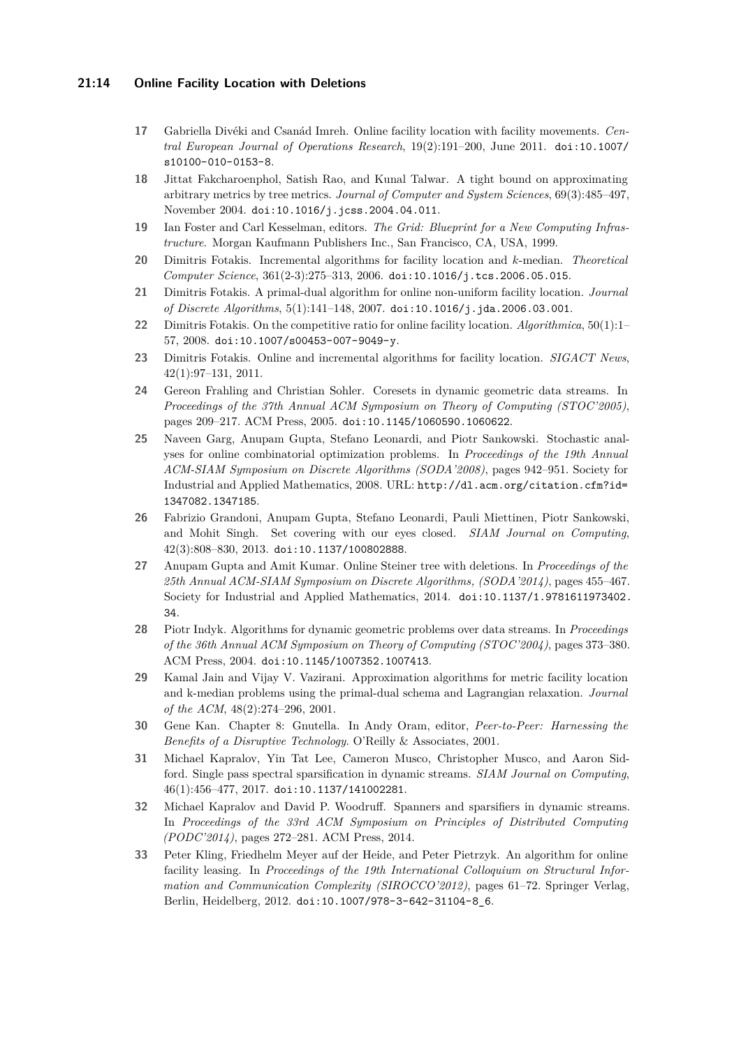17 Gabriella Divéki and Csanád Imreh. Online facility location with facility movements. *Central European Journal of Operations Research*, 19(2):191–200, June 2011. doi:10.1007/s10100-010-0153-8.

18 Jittat Fakcharoenphol, Satish Rao, and Kunal Talwar. A tight bound on approximating arbitrary metrics by tree metrics. *Journal of Computer and System Sciences*, 69(3):485–497, November 2004. doi:10.1016/j.jcss.2004.04.011.

19 Ian Foster and Carl Kesselman, editors. *The Grid: Blueprint for a New Computing Infrastructure*. Morgan Kaufmann Publishers Inc., San Francisco, CA, USA, 1999.

20 Dimitris Fotakis. Incremental algorithms for facility location and $k$-median. *Theoretical Computer Science*, 361(2-3):275–313, 2006. doi:10.1016/j.tcs.2006.05.015.

21 Dimitris Fotakis. A primal-dual algorithm for online non-uniform facility location. *Journal of Discrete Algorithms*, 5(1):141–148, 2007. doi:10.1016/j.jda.2006.03.001.

22 Dimitris Fotakis. On the competitive ratio for online facility location. *Algorithmica*, 50(1):1–57, 2008. doi:10.1007/s00453-007-9049-y.

23 Dimitris Fotakis. Online and incremental algorithms for facility location. *SIGACT News*, 42(1):97–131, 2011.

24 Gereon Frahling and Christian Sohler. Coresets in dynamic geometric data streams. In *Proceedings of the 37th Annual ACM Symposium on Theory of Computing (STOC'2005)*, pages 209–217. ACM Press, 2005. doi:10.1145/1060590.1060622.

25 Naveen Garg, Anupam Gupta, Stefano Leonardi, and Piotr Sankowski. Stochastic analyses for online combinatorial optimization problems. In *Proceedings of the 19th Annual ACM-SIAM Symposium on Discrete Algorithms (SODA'2008)*, pages 942–951. Society for Industrial and Applied Mathematics, 2008. URL: http://dl.acm.org/citation.cfm?id=1347082.1347185.

26 Fabrizio Grandoni, Anupam Gupta, Stefano Leonardi, Pauli Miettinen, Piotr Sankowski, and Mohit Singh. Set covering with our eyes closed. *SIAM Journal on Computing*, 42(3):808–830, 2013. doi:10.1137/100802888.

27 Anupam Gupta and Amit Kumar. Online Steiner tree with deletions. In *Proceedings of the 25th Annual ACM-SIAM Symposium on Discrete Algorithms, (SODA'2014)*, pages 455–467. Society for Industrial and Applied Mathematics, 2014. doi:10.1137/1.9781611973402.34.

28 Piotr Indyk. Algorithms for dynamic geometric problems over data streams. In *Proceedings of the 36th Annual ACM Symposium on Theory of Computing (STOC'2004)*, pages 373–380. ACM Press, 2004. doi:10.1145/1007352.1007413.

29 Kamal Jain and Vijay V. Vazirani. Approximation algorithms for metric facility location and k-median problems using the primal-dual schema and Lagrangian relaxation. *Journal of the ACM*, 48(2):274–296, 2001.

30 Gene Kan. Chapter 8: Gnutella. In Andy Oram, editor, *Peer-to-Peer: Harnessing the Benefits of a Disruptive Technology*. O'Reilly & Associates, 2001.

31 Michael Kapralov, Yin Tat Lee, Cameron Musco, Christopher Musco, and Aaron Sidford. Single pass spectral sparsification in dynamic streams. *SIAM Journal on Computing*, 46(1):456–477, 2017. doi:10.1137/141002281.

32 Michael Kapralov and David P. Woodruff. Spanners and sparsifiers in dynamic streams. In *Proceedings of the 33rd ACM Symposium on Principles of Distributed Computing (PODC'2014)*, pages 272–281. ACM Press, 2014.

33 Peter Kling, Friedhelm Meyer auf der Heide, and Peter Pietrzyk. An algorithm for online facility leasing. In *Proceedings of the 19th International Colloquium on Structural Information and Communication Complexity (SIROCCO'2012)*, pages 61–72. Springer Verlag, Berlin, Heidelberg, 2012. doi:10.1007/978-3-642-31104-8_6.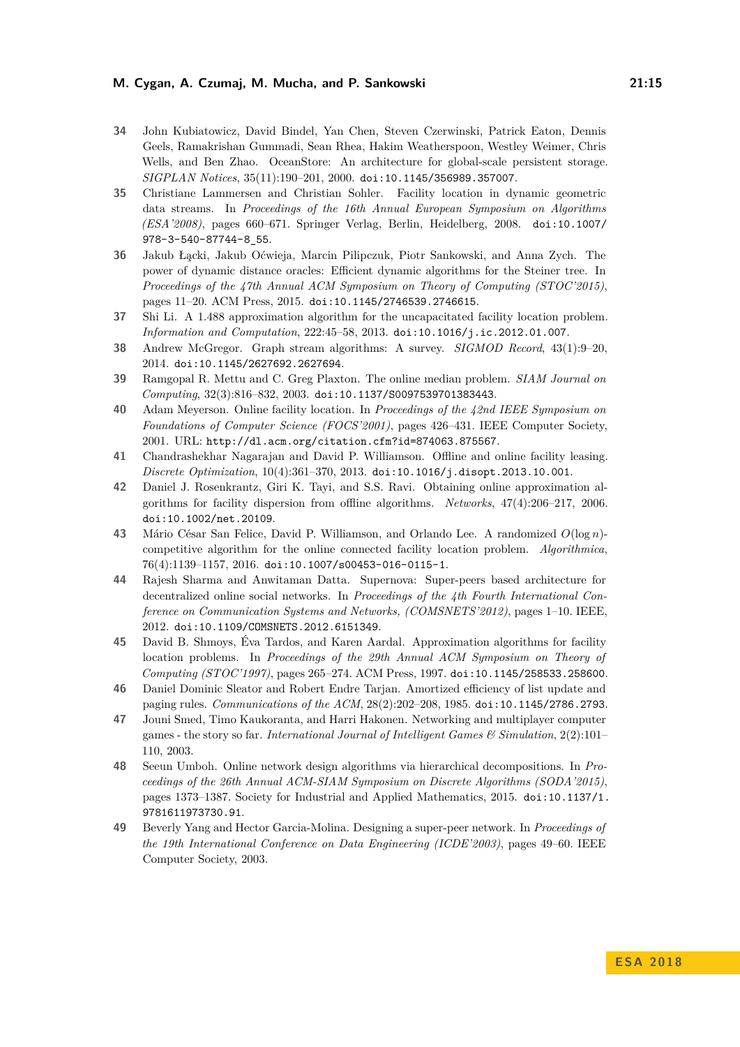34 John Kubiatowicz, David Bindel, Yan Chen, Steven Czerwinski, Patrick Eaton, Dennis Geels, Ramakrishan Gummadi, Sean Rhea, Hakim Weatherspoon, Westley Weimer, Chris Wells, and Ben Zhao. OceanStore: An architecture for global-scale persistent storage. *SIGPLAN Notices*, 35(11):190–201, 2000. doi:10.1145/356989.357007.

35 Christiane Lammersen and Christian Sohler. Facility location in dynamic geometric data streams. In *Proceedings of the 16th Annual European Symposium on Algorithms (ESA'2008)*, pages 660–671. Springer Verlag, Berlin, Heidelberg, 2008. doi:10.1007/978-3-540-87744-8_55.

36 Jakub Łącki, Jakub Oćwieja, Marcin Pilipczuk, Piotr Sankowski, and Anna Zych. The power of dynamic distance oracles: Efficient dynamic algorithms for the Steiner tree. In *Proceedings of the 47th Annual ACM Symposium on Theory of Computing (STOC'2015)*, pages 11–20. ACM Press, 2015. doi:10.1145/2746539.2746615.

37 Shi Li. A 1.488 approximation algorithm for the uncapacitated facility location problem. *Information and Computation*, 222:45–58, 2013. doi:10.1016/j.ic.2012.01.007.

38 Andrew McGregor. Graph stream algorithms: A survey. *SIGMOD Record*, 43(1):9–20, 2014. doi:10.1145/2627692.2627694.

39 Ramgopal R. Mettu and C. Greg Plaxton. The online median problem. *SIAM Journal on Computing*, 32(3):816–832, 2003. doi:10.1137/S0097539701383443.

40 Adam Meyerson. Online facility location. In *Proceedings of the 42nd IEEE Symposium on Foundations of Computer Science (FOCS'2001)*, pages 426–431. IEEE Computer Society, 2001. URL: http://dl.acm.org/citation.cfm?id=874063.875567.

41 Chandrashekhar Nagarajan and David P. Williamson. Offline and online facility leasing. *Discrete Optimization*, 10(4):361–370, 2013. doi:10.1016/j.disopt.2013.10.001.

42 Daniel J. Rosenkrantz, Giri K. Tayi, and S.S. Ravi. Obtaining online approximation algorithms for facility dispersion from offline algorithms. *Networks*, 47(4):206–217, 2006. doi:10.1002/net.20109.

43 Mário César San Felice, David P. Williamson, and Orlando Lee. A randomized $O(\log n)$-competitive algorithm for the online connected facility location problem. *Algorithmica*, 76(4):1139–1157, 2016. doi:10.1007/s00453-016-0115-1.

44 Rajesh Sharma and Anwitaman Datta. Supernova: Super-peers based architecture for decentralized online social networks. In *Proceedings of the 4th Fourth International Conference on Communication Systems and Networks, (COMSNETS'2012)*, pages 1–10. IEEE, 2012. doi:10.1109/COMSNETS.2012.6151349.

45 David B. Shmoys, Éva Tardos, and Karen Aardal. Approximation algorithms for facility location problems. In *Proceedings of the 29th Annual ACM Symposium on Theory of Computing (STOC'1997)*, pages 265–274. ACM Press, 1997. doi:10.1145/258533.258600.

46 Daniel Dominic Sleator and Robert Endre Tarjan. Amortized efficiency of list update and paging rules. *Communications of the ACM*, 28(2):202–208, 1985. doi:10.1145/2786.2793.

47 Jouni Smed, Timo Kaukoranta, and Harri Hakonen. Networking and multiplayer computer games - the story so far. *International Journal of Intelligent Games & Simulation*, 2(2):101–110, 2003.

48 Seeun Umboh. Online network design algorithms via hierarchical decompositions. In *Proceedings of the 26th Annual ACM-SIAM Symposium on Discrete Algorithms (SODA'2015)*, pages 1373–1387. Society for Industrial and Applied Mathematics, 2015. doi:10.1137/1.9781611973730.91.

49 Beverly Yang and Hector Garcia-Molina. Designing a super-peer network. In *Proceedings of the 19th International Conference on Data Engineering (ICDE'2003)*, pages 49–60. IEEE Computer Society, 2003.